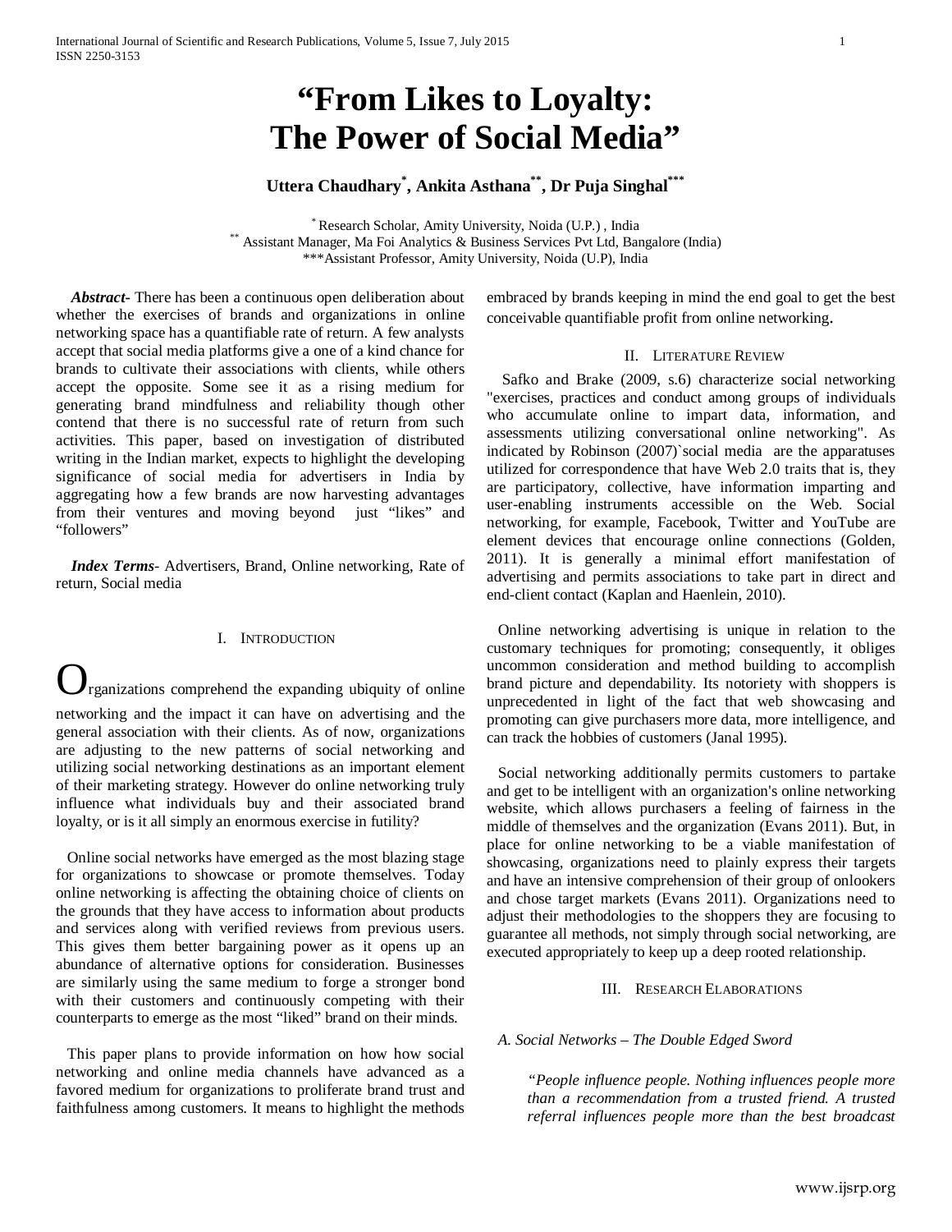# "From Likes to Loyalty: The Power of Social Media"

**Uttera Chaudhary[*], Ankita Asthana[**], Dr Puja Singhal[***]**

[*] Research Scholar, Amity University, Noida (U.P.) , India
[**] Assistant Manager, Ma Foi Analytics & Business Services Pvt Ltd, Bangalore (India)
[***]Assistant Professor, Amity University, Noida (U.P), India

***Abstract***- There has been a continuous open deliberation about whether the exercises of brands and organizations in online networking space has a quantifiable rate of return. A few analysts accept that social media platforms give a one of a kind chance for brands to cultivate their associations with clients, while others accept the opposite. Some see it as a rising medium for generating brand mindfulness and reliability though other contend that there is no successful rate of return from such activities. This paper, based on investigation of distributed writing in the Indian market, expects to highlight the developing significance of social media for advertisers in India by aggregating how a few brands are now harvesting advantages from their ventures and moving beyond just "likes" and "followers"

***Index Terms***- Advertisers, Brand, Online networking, Rate of return, Social media

## I. Introduction

Organizations comprehend the expanding ubiquity of online networking and the impact it can have on advertising and the general association with their clients. As of now, organizations are adjusting to the new patterns of social networking and utilizing social networking destinations as an important element of their marketing strategy. However do online networking truly influence what individuals buy and their associated brand loyalty, or is it all simply an enormous exercise in futility?

Online social networks have emerged as the most blazing stage for organizations to showcase or promote themselves. Today online networking is affecting the obtaining choice of clients on the grounds that they have access to information about products and services along with verified reviews from previous users. This gives them better bargaining power as it opens up an abundance of alternative options for consideration. Businesses are similarly using the same medium to forge a stronger bond with their customers and continuously competing with their counterparts to emerge as the most "liked" brand on their minds.

This paper plans to provide information on how how social networking and online media channels have advanced as a favored medium for organizations to proliferate brand trust and faithfulness among customers. It means to highlight the methods embraced by brands keeping in mind the end goal to get the best conceivable quantifiable profit from online networking.

## II. Literature Review

Safko and Brake (2009, s.6) characterize social networking "exercises, practices and conduct among groups of individuals who accumulate online to impart data, information, and assessments utilizing conversational online networking". As indicated by Robinson (2007)`social media are the apparatuses utilized for correspondence that have Web 2.0 traits that is, they are participatory, collective, have information imparting and user-enabling instruments accessible on the Web. Social networking, for example, Facebook, Twitter and YouTube are element devices that encourage online connections (Golden, 2011). It is generally a minimal effort manifestation of advertising and permits associations to take part in direct and end-client contact (Kaplan and Haenlein, 2010).

Online networking advertising is unique in relation to the customary techniques for promoting; consequently, it obliges uncommon consideration and method building to accomplish brand picture and dependability. Its notoriety with shoppers is unprecedented in light of the fact that web showcasing and promoting can give purchasers more data, more intelligence, and can track the hobbies of customers (Janal 1995).

Social networking additionally permits customers to partake and get to be intelligent with an organization's online networking website, which allows purchasers a feeling of fairness in the middle of themselves and the organization (Evans 2011). But, in place for online networking to be a viable manifestation of showcasing, organizations need to plainly express their targets and have an intensive comprehension of their group of onlookers and chose target markets (Evans 2011). Organizations need to adjust their methodologies to the shoppers they are focusing to guarantee all methods, not simply through social networking, are executed appropriately to keep up a deep rooted relationship.

## III. Research Elaborations

### *A. Social Networks – The Double Edged Sword*

> *"People influence people. Nothing influences people more than a recommendation from a trusted friend. A trusted referral influences people more than the best broadcast*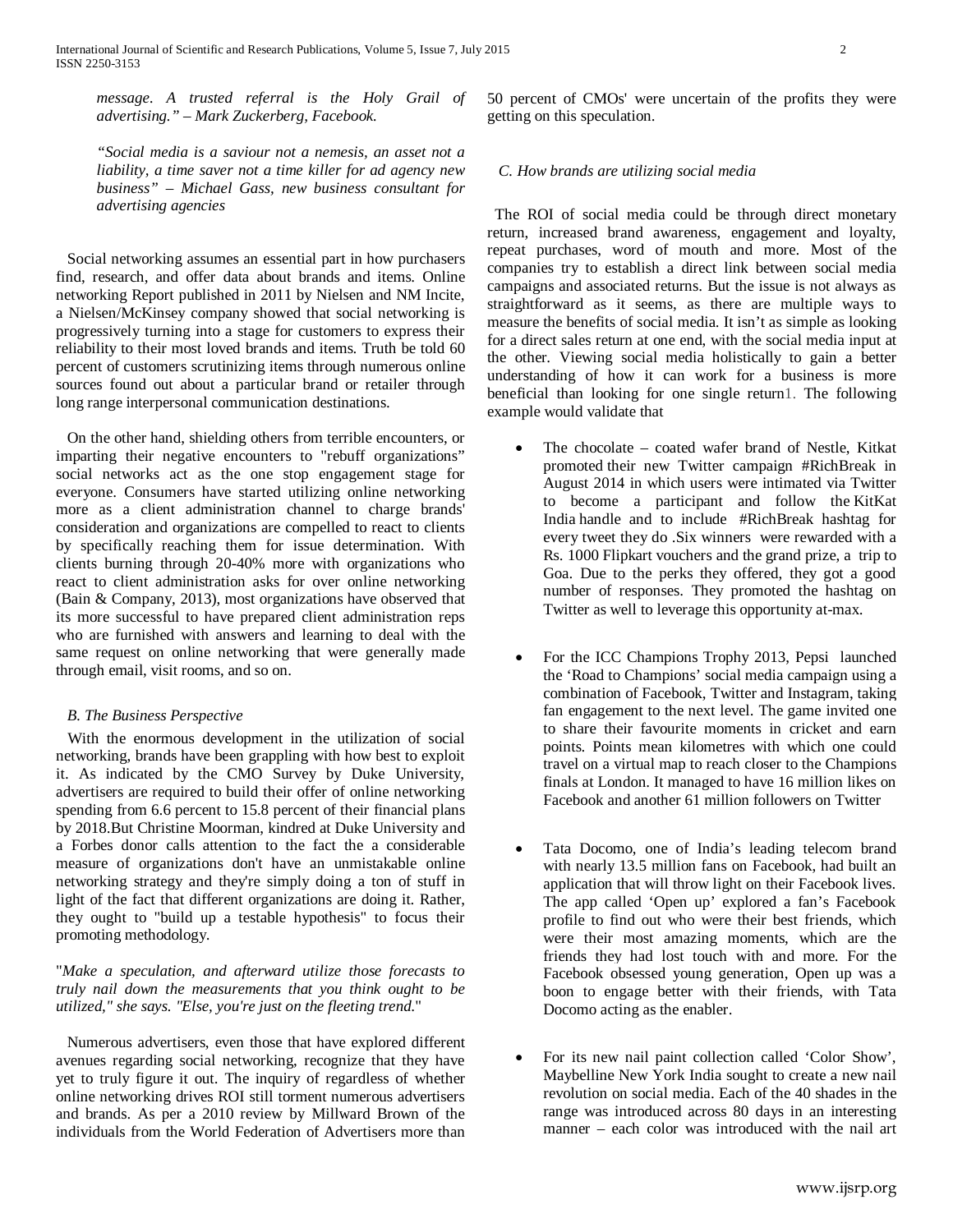*message. A trusted referral is the Holy Grail of advertising." – Mark Zuckerberg, Facebook.*

*"Social media is a saviour not a nemesis, an asset not a liability, a time saver not a time killer for ad agency new business" – Michael Gass, new business consultant for advertising agencies*

Social networking assumes an essential part in how purchasers find, research, and offer data about brands and items. Online networking Report published in 2011 by Nielsen and NM Incite, a Nielsen/McKinsey company showed that social networking is progressively turning into a stage for customers to express their reliability to their most loved brands and items. Truth be told 60 percent of customers scrutinizing items through numerous online sources found out about a particular brand or retailer through long range interpersonal communication destinations.

On the other hand, shielding others from terrible encounters, or imparting their negative encounters to "rebuff organizations" social networks act as the one stop engagement stage for everyone. Consumers have started utilizing online networking more as a client administration channel to charge brands' consideration and organizations are compelled to react to clients by specifically reaching them for issue determination. With clients burning through 20-40% more with organizations who react to client administration asks for over online networking (Bain & Company, 2013), most organizations have observed that its more successful to have prepared client administration reps who are furnished with answers and learning to deal with the same request on online networking that were generally made through email, visit rooms, and so on.

### *B. The Business Perspective*

With the enormous development in the utilization of social networking, brands have been grappling with how best to exploit it. As indicated by the CMO Survey by Duke University, advertisers are required to build their offer of online networking spending from 6.6 percent to 15.8 percent of their financial plans by 2018.But Christine Moorman, kindred at Duke University and a Forbes donor calls attention to the fact the a considerable measure of organizations don't have an unmistakable online networking strategy and they're simply doing a ton of stuff in light of the fact that different organizations are doing it. Rather, they ought to "build up a testable hypothesis" to focus their promoting methodology.

"*Make a speculation, and afterward utilize those forecasts to truly nail down the measurements that you think ought to be utilized," she says. "Else, you're just on the fleeting trend.*"

Numerous advertisers, even those that have explored different avenues regarding social networking, recognize that they have yet to truly figure it out. The inquiry of regardless of whether online networking drives ROI still torment numerous advertisers and brands. As per a 2010 review by Millward Brown of the individuals from the World Federation of Advertisers more than 50 percent of CMOs' were uncertain of the profits they were getting on this speculation.

### *C. How brands are utilizing social media*

The ROI of social media could be through direct monetary return, increased brand awareness, engagement and loyalty, repeat purchases, word of mouth and more. Most of the companies try to establish a direct link between social media campaigns and associated returns. But the issue is not always as straightforward as it seems, as there are multiple ways to measure the benefits of social media. It isn't as simple as looking for a direct sales return at one end, with the social media input at the other. Viewing social media holistically to gain a better understanding of how it can work for a business is more beneficial than looking for one single return1. The following example would validate that

- The chocolate – coated wafer brand of Nestle, Kitkat promoted their new Twitter campaign #RichBreak in August 2014 in which users were intimated via Twitter to become a participant and follow the KitKat India handle and to include #RichBreak hashtag for every tweet they do .Six winners were rewarded with a Rs. 1000 Flipkart vouchers and the grand prize, a trip to Goa. Due to the perks they offered, they got a good number of responses. They promoted the hashtag on Twitter as well to leverage this opportunity at-max.

- For the ICC Champions Trophy 2013, Pepsi launched the 'Road to Champions' social media campaign using a combination of Facebook, Twitter and Instagram, taking fan engagement to the next level. The game invited one to share their favourite moments in cricket and earn points. Points mean kilometres with which one could travel on a virtual map to reach closer to the Champions finals at London. It managed to have 16 million likes on Facebook and another 61 million followers on Twitter

- Tata Docomo, one of India's leading telecom brand with nearly 13.5 million fans on Facebook, had built an application that will throw light on their Facebook lives. The app called 'Open up' explored a fan's Facebook profile to find out who were their best friends, which were their most amazing moments, which are the friends they had lost touch with and more. For the Facebook obsessed young generation, Open up was a boon to engage better with their friends, with Tata Docomo acting as the enabler.

- For its new nail paint collection called 'Color Show', Maybelline New York India sought to create a new nail revolution on social media. Each of the 40 shades in the range was introduced across 80 days in an interesting manner – each color was introduced with the nail art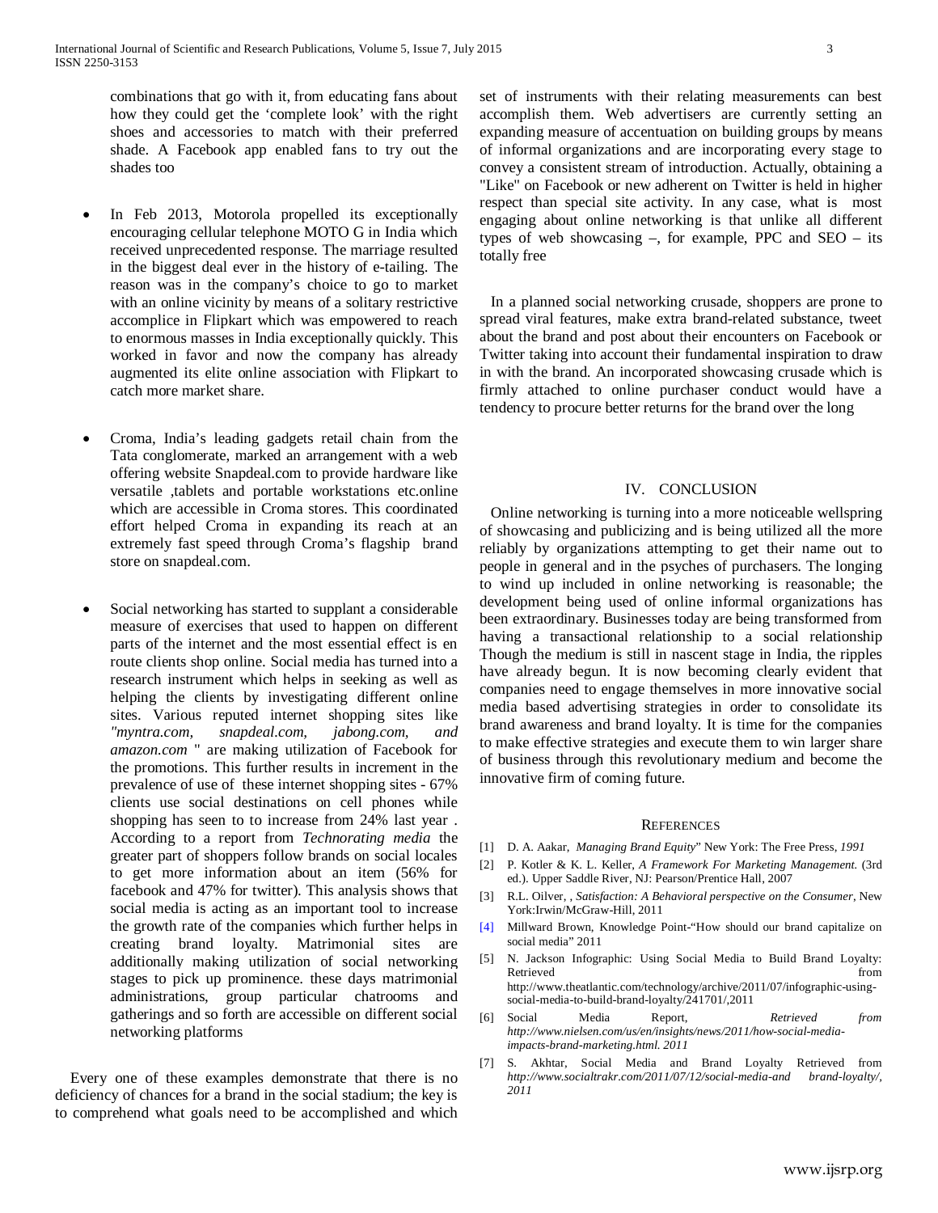combinations that go with it, from educating fans about how they could get the 'complete look' with the right shoes and accessories to match with their preferred shade. A Facebook app enabled fans to try out the shades too

- In Feb 2013, Motorola propelled its exceptionally encouraging cellular telephone MOTO G in India which received unprecedented response. The marriage resulted in the biggest deal ever in the history of e-tailing. The reason was in the company's choice to go to market with an online vicinity by means of a solitary restrictive accomplice in Flipkart which was empowered to reach to enormous masses in India exceptionally quickly. This worked in favor and now the company has already augmented its elite online association with Flipkart to catch more market share.

- Croma, India's leading gadgets retail chain from the Tata conglomerate, marked an arrangement with a web offering website Snapdeal.com to provide hardware like versatile ,tablets and portable workstations etc.online which are accessible in Croma stores. This coordinated effort helped Croma in expanding its reach at an extremely fast speed through Croma's flagship brand store on snapdeal.com.

- Social networking has started to supplant a considerable measure of exercises that used to happen on different parts of the internet and the most essential effect is en route clients shop online. Social media has turned into a research instrument which helps in seeking as well as helping the clients by investigating different online sites. Various reputed internet shopping sites like *"myntra.com, snapdeal.com, jabong.com, and amazon.com* " are making utilization of Facebook for the promotions. This further results in increment in the prevalence of use of these internet shopping sites - 67% clients use social destinations on cell phones while shopping has seen to to increase from 24% last year . According to a report from *Technorating media* the greater part of shoppers follow brands on social locales to get more information about an item (56% for facebook and 47% for twitter). This analysis shows that social media is acting as an important tool to increase the growth rate of the companies which further helps in creating brand loyalty. Matrimonial sites are additionally making utilization of social networking stages to pick up prominence. these days matrimonial administrations, group particular chatrooms and gatherings and so forth are accessible on different social networking platforms

Every one of these examples demonstrate that there is no deficiency of chances for a brand in the social stadium; the key is to comprehend what goals need to be accomplished and which set of instruments with their relating measurements can best accomplish them. Web advertisers are currently setting an expanding measure of accentuation on building groups by means of informal organizations and are incorporating every stage to convey a consistent stream of introduction. Actually, obtaining a "Like" on Facebook or new adherent on Twitter is held in higher respect than special site activity. In any case, what is most engaging about online networking is that unlike all different types of web showcasing –, for example, PPC and SEO – its totally free

In a planned social networking crusade, shoppers are prone to spread viral features, make extra brand-related substance, tweet about the brand and post about their encounters on Facebook or Twitter taking into account their fundamental inspiration to draw in with the brand. An incorporated showcasing crusade which is firmly attached to online purchaser conduct would have a tendency to procure better returns for the brand over the long

## IV. Conclusion

Online networking is turning into a more noticeable wellspring of showcasing and publicizing and is being utilized all the more reliably by organizations attempting to get their name out to people in general and in the psyches of purchasers. The longing to wind up included in online networking is reasonable; the development being used of online informal organizations has been extraordinary. Businesses today are being transformed from having a transactional relationship to a social relationship Though the medium is still in nascent stage in India, the ripples have already begun. It is now becoming clearly evident that companies need to engage themselves in more innovative social media based advertising strategies in order to consolidate its brand awareness and brand loyalty. It is time for the companies to make effective strategies and execute them to win larger share of business through this revolutionary medium and become the innovative firm of coming future.

## References

[1] D. A. Aakar, *Managing Brand Equity*" New York: The Free Press, *1991*

[2] P. Kotler & K. L. Keller, *A Framework For Marketing Management.* (3rd ed.). Upper Saddle River, NJ: Pearson/Prentice Hall, 2007

[3] R.L. Oilver, , *Satisfaction: A Behavioral perspective on the Consumer*, New York:Irwin/McGraw-Hill, 2011

[4] Millward Brown, Knowledge Point-"How should our brand capitalize on social media" 2011

[5] N. Jackson Infographic: Using Social Media to Build Brand Loyalty: Retrieved from http://www.theatlantic.com/technology/archive/2011/07/infographic-using-social-media-to-build-brand-loyalty/241701/,2011

[6] Social Media Report, *Retrieved from http://www.nielsen.com/us/en/insights/news/2011/how-social-media-impacts-brand-marketing.html. 2011*

[7] S. Akhtar, Social Media and Brand Loyalty Retrieved from *http://www.socialtrakr.com/2011/07/12/social-media-and brand-loyalty/, 2011*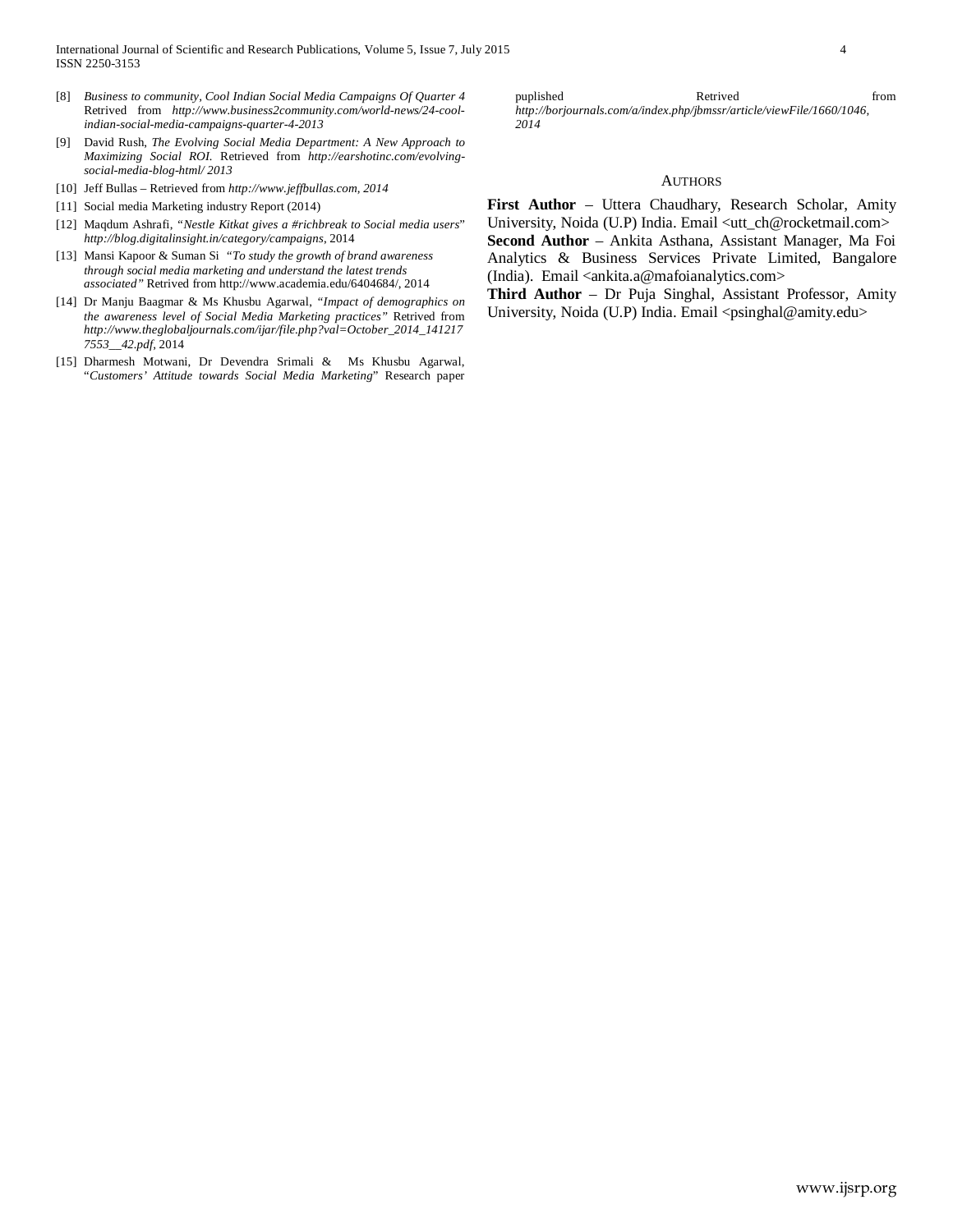[8] *Business to community, Cool Indian Social Media Campaigns Of Quarter 4* Retrived from *http://www.business2community.com/world-news/24-cool-indian-social-media-campaigns-quarter-4-2013*

[9] David Rush, *The Evolving Social Media Department: A New Approach to Maximizing Social ROI.* Retrieved from *http://earshotinc.com/evolving-social-media-blog-html/ 2013*

[10] Jeff Bullas – Retrieved from *http://www.jeffbullas.com, 2014*

[11] Social media Marketing industry Report (2014)

[12] Maqdum Ashrafi, *"Nestle Kitkat gives a #richbreak to Social media users" http://blog.digitalinsight.in/category/campaigns*, 2014

[13] Mansi Kapoor & Suman Si *"To study the growth of brand awareness through social media marketing and understand the latest trends associated"* Retrived from http://www.academia.edu/6404684/, 2014

[14] Dr Manju Baagmar & Ms Khusbu Agarwal, *"Impact of demographics on the awareness level of Social Media Marketing practices"* Retrived from *http://www.theglobaljournals.com/ijar/file.php?val=October_2014_1412177553__42.pdf*, 2014

[15] Dharmesh Motwani, Dr Devendra Srimali & Ms Khusbu Agarwal, "*Customers' Attitude towards Social Media Marketing*" Research paper puplished Retrived from *http://borjournals.com/a/index.php/jbmssr/article/viewFile/1660/1046, 2014*

## AUTHORS

**First Author** – Uttera Chaudhary, Research Scholar, Amity University, Noida (U.P) India. Email <utt_ch@rocketmail.com>

**Second Author** – Ankita Asthana, Assistant Manager, Ma Foi Analytics & Business Services Private Limited, Bangalore (India). Email <ankita.a@mafoianalytics.com>

**Third Author** – Dr Puja Singhal, Assistant Professor, Amity University, Noida (U.P) India. Email <psinghal@amity.edu>